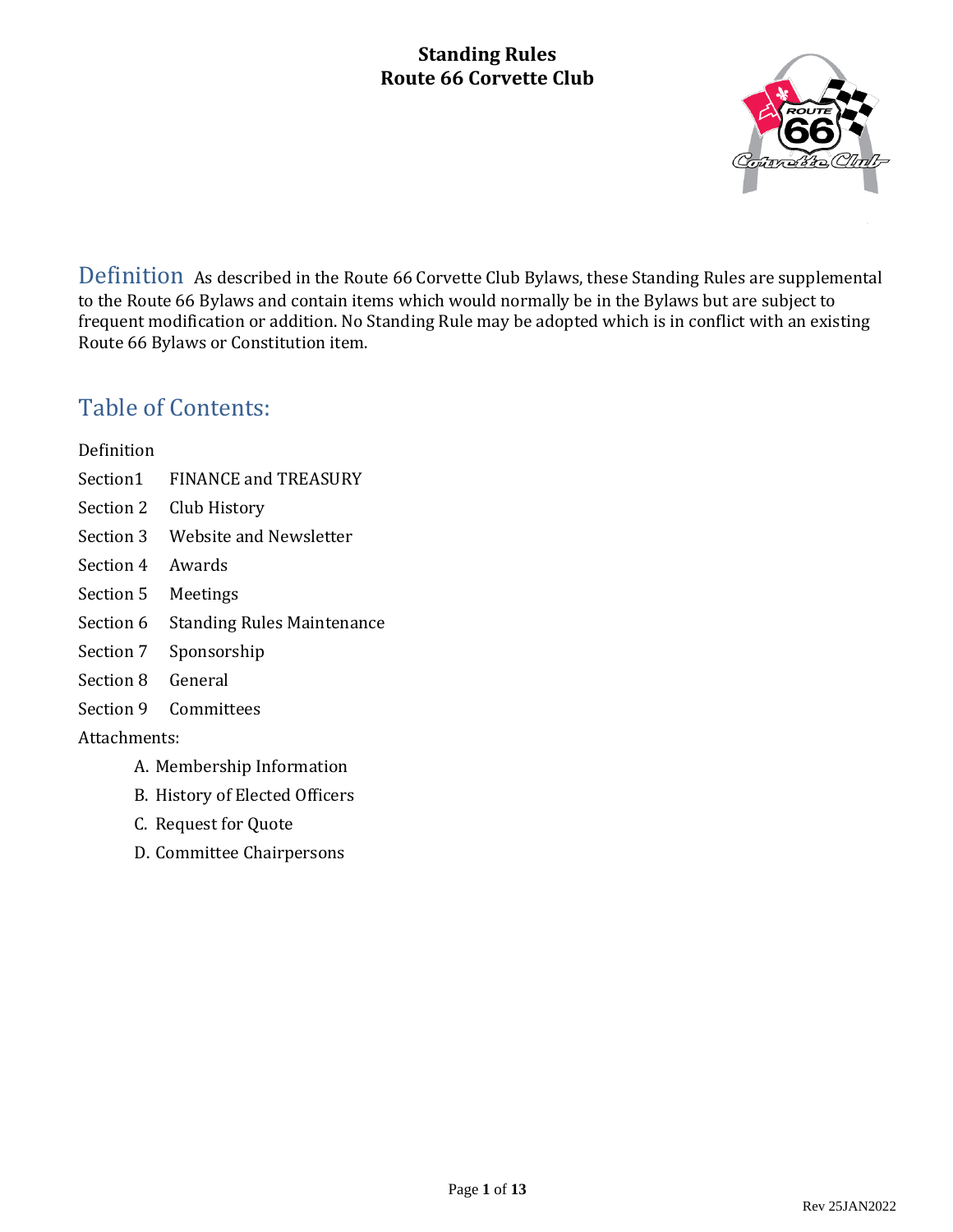# Standing Rules
# Route 66 Corvette Club

## Definition

As described in the Route 66 Corvette Club Bylaws, these Standing Rules are supplemental to the Route 66 Bylaws and contain items which would normally be in the Bylaws but are subject to frequent modification or addition. No Standing Rule may be adopted which is in conflict with an existing Route 66 Bylaws or Constitution item.

## Table of Contents:

Definition

Section1 FINANCE and TREASURY

Section 2 Club History

Section 3 Website and Newsletter

Section 4 Awards

Section 5 Meetings

Section 6 Standing Rules Maintenance

Section 7 Sponsorship

Section 8 General

Section 9 Committees

Attachments:

A. Membership Information
B. History of Elected Officers
C. Request for Quote
D. Committee Chairpersons

Rev 25JAN2022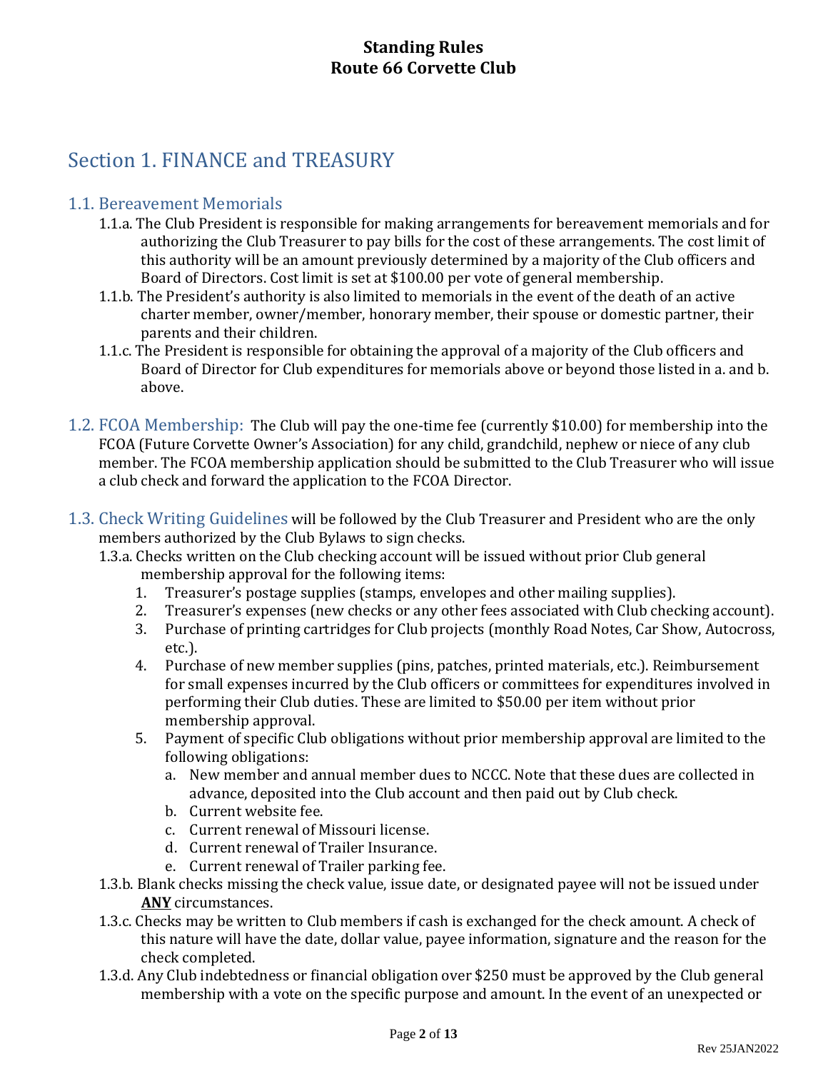# Standing Rules
# Route 66 Corvette Club

## Section 1. FINANCE and TREASURY

### 1.1. Bereavement Memorials

- 1.1.a. The Club President is responsible for making arrangements for bereavement memorials and for authorizing the Club Treasurer to pay bills for the cost of these arrangements. The cost limit of this authority will be an amount previously determined by a majority of the Club officers and Board of Directors. Cost limit is set at $100.00 per vote of general membership.
- 1.1.b. The President's authority is also limited to memorials in the event of the death of an active charter member, owner/member, honorary member, their spouse or domestic partner, their parents and their children.
- 1.1.c. The President is responsible for obtaining the approval of a majority of the Club officers and Board of Director for Club expenditures for memorials above or beyond those listed in a. and b. above.

### 1.2. FCOA Membership:

The Club will pay the one-time fee (currently $10.00) for membership into the FCOA (Future Corvette Owner's Association) for any child, grandchild, nephew or niece of any club member. The FCOA membership application should be submitted to the Club Treasurer who will issue a club check and forward the application to the FCOA Director.

### 1.3. Check Writing Guidelines

will be followed by the Club Treasurer and President who are the only members authorized by the Club Bylaws to sign checks.

- 1.3.a. Checks written on the Club checking account will be issued without prior Club general membership approval for the following items:
  1. Treasurer's postage supplies (stamps, envelopes and other mailing supplies).
  2. Treasurer's expenses (new checks or any other fees associated with Club checking account).
  3. Purchase of printing cartridges for Club projects (monthly Road Notes, Car Show, Autocross, etc.).
  4. Purchase of new member supplies (pins, patches, printed materials, etc.). Reimbursement for small expenses incurred by the Club officers or committees for expenditures involved in performing their Club duties. These are limited to $50.00 per item without prior membership approval.
  5. Payment of specific Club obligations without prior membership approval are limited to the following obligations:
     - a. New member and annual member dues to NCCC. Note that these dues are collected in advance, deposited into the Club account and then paid out by Club check.
     - b. Current website fee.
     - c. Current renewal of Missouri license.
     - d. Current renewal of Trailer Insurance.
     - e. Current renewal of Trailer parking fee.
- 1.3.b. Blank checks missing the check value, issue date, or designated payee will not be issued under **ANY** circumstances.
- 1.3.c. Checks may be written to Club members if cash is exchanged for the check amount. A check of this nature will have the date, dollar value, payee information, signature and the reason for the check completed.
- 1.3.d. Any Club indebtedness or financial obligation over $250 must be approved by the Club general membership with a vote on the specific purpose and amount. In the event of an unexpected or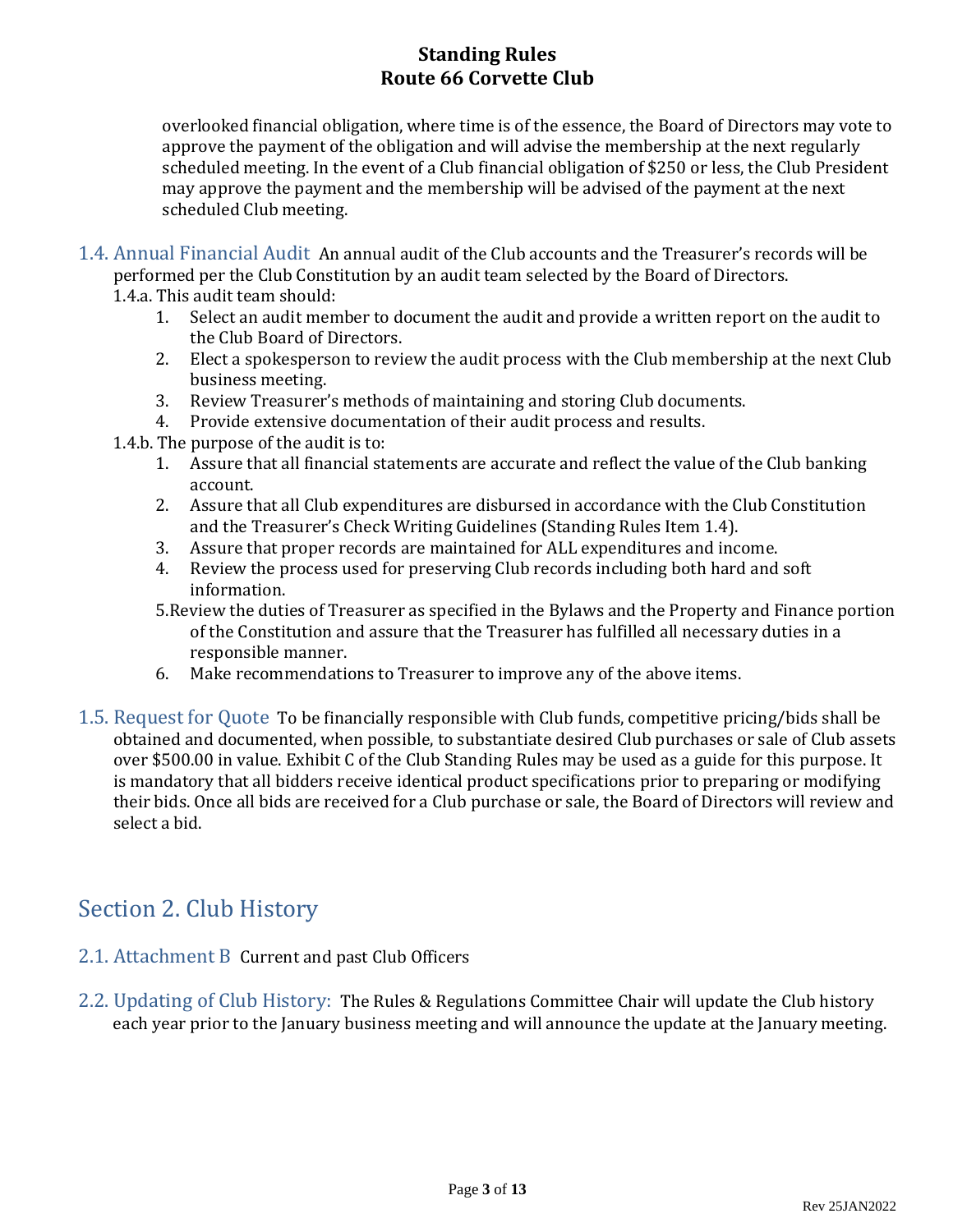overlooked financial obligation, where time is of the essence, the Board of Directors may vote to approve the payment of the obligation and will advise the membership at the next regularly scheduled meeting. In the event of a Club financial obligation of $250 or less, the Club President may approve the payment and the membership will be advised of the payment at the next scheduled Club meeting.

### 1.4. Annual Financial Audit

An annual audit of the Club accounts and the Treasurer's records will be performed per the Club Constitution by an audit team selected by the Board of Directors.

1.4.a. This audit team should:

1. Select an audit member to document the audit and provide a written report on the audit to the Club Board of Directors.
2. Elect a spokesperson to review the audit process with the Club membership at the next Club business meeting.
3. Review Treasurer's methods of maintaining and storing Club documents.
4. Provide extensive documentation of their audit process and results.

1.4.b. The purpose of the audit is to:

1. Assure that all financial statements are accurate and reflect the value of the Club banking account.
2. Assure that all Club expenditures are disbursed in accordance with the Club Constitution and the Treasurer's Check Writing Guidelines (Standing Rules Item 1.4).
3. Assure that proper records are maintained for ALL expenditures and income.
4. Review the process used for preserving Club records including both hard and soft information.
5. Review the duties of Treasurer as specified in the Bylaws and the Property and Finance portion of the Constitution and assure that the Treasurer has fulfilled all necessary duties in a responsible manner.
6. Make recommendations to Treasurer to improve any of the above items.

### 1.5. Request for Quote

To be financially responsible with Club funds, competitive pricing/bids shall be obtained and documented, when possible, to substantiate desired Club purchases or sale of Club assets over $500.00 in value. Exhibit C of the Club Standing Rules may be used as a guide for this purpose. It is mandatory that all bidders receive identical product specifications prior to preparing or modifying their bids. Once all bids are received for a Club purchase or sale, the Board of Directors will review and select a bid.

## Section 2. Club History

### 2.1. Attachment B

Current and past Club Officers

### 2.2. Updating of Club History:

The Rules & Regulations Committee Chair will update the Club history each year prior to the January business meeting and will announce the update at the January meeting.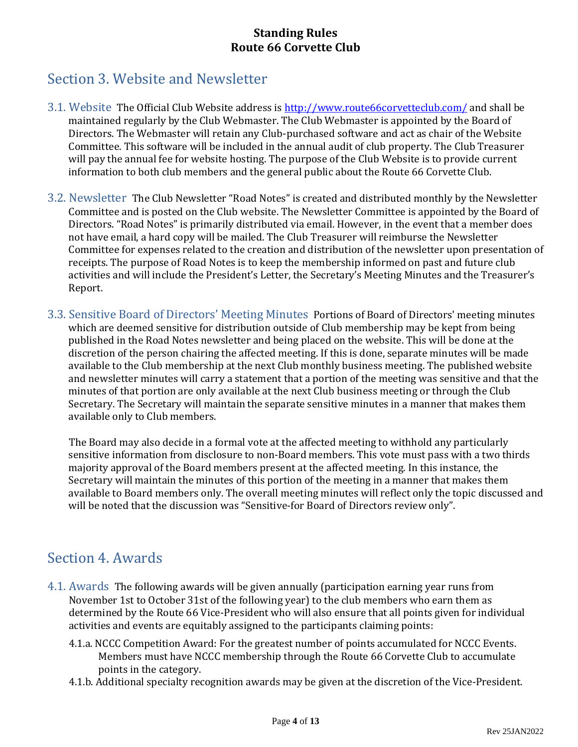## Section 3. Website and Newsletter

3.1. Website The Official Club Website address is http://www.route66corvetteclub.com/ and shall be maintained regularly by the Club Webmaster. The Club Webmaster is appointed by the Board of Directors. The Webmaster will retain any Club-purchased software and act as chair of the Website Committee. This software will be included in the annual audit of club property. The Club Treasurer will pay the annual fee for website hosting. The purpose of the Club Website is to provide current information to both club members and the general public about the Route 66 Corvette Club.

3.2. Newsletter The Club Newsletter "Road Notes" is created and distributed monthly by the Newsletter Committee and is posted on the Club website. The Newsletter Committee is appointed by the Board of Directors. "Road Notes" is primarily distributed via email. However, in the event that a member does not have email, a hard copy will be mailed. The Club Treasurer will reimburse the Newsletter Committee for expenses related to the creation and distribution of the newsletter upon presentation of receipts. The purpose of Road Notes is to keep the membership informed on past and future club activities and will include the President's Letter, the Secretary's Meeting Minutes and the Treasurer's Report.

3.3. Sensitive Board of Directors' Meeting Minutes Portions of Board of Directors' meeting minutes which are deemed sensitive for distribution outside of Club membership may be kept from being published in the Road Notes newsletter and being placed on the website. This will be done at the discretion of the person chairing the affected meeting. If this is done, separate minutes will be made available to the Club membership at the next Club monthly business meeting. The published website and newsletter minutes will carry a statement that a portion of the meeting was sensitive and that the minutes of that portion are only available at the next Club business meeting or through the Club Secretary. The Secretary will maintain the separate sensitive minutes in a manner that makes them available only to Club members.

The Board may also decide in a formal vote at the affected meeting to withhold any particularly sensitive information from disclosure to non-Board members. This vote must pass with a two thirds majority approval of the Board members present at the affected meeting. In this instance, the Secretary will maintain the minutes of this portion of the meeting in a manner that makes them available to Board members only. The overall meeting minutes will reflect only the topic discussed and will be noted that the discussion was "Sensitive-for Board of Directors review only".

## Section 4. Awards

4.1. Awards The following awards will be given annually (participation earning year runs from November 1st to October 31st of the following year) to the club members who earn them as determined by the Route 66 Vice-President who will also ensure that all points given for individual activities and events are equitably assigned to the participants claiming points:

4.1.a. NCCC Competition Award: For the greatest number of points accumulated for NCCC Events. Members must have NCCC membership through the Route 66 Corvette Club to accumulate points in the category.

4.1.b. Additional specialty recognition awards may be given at the discretion of the Vice-President.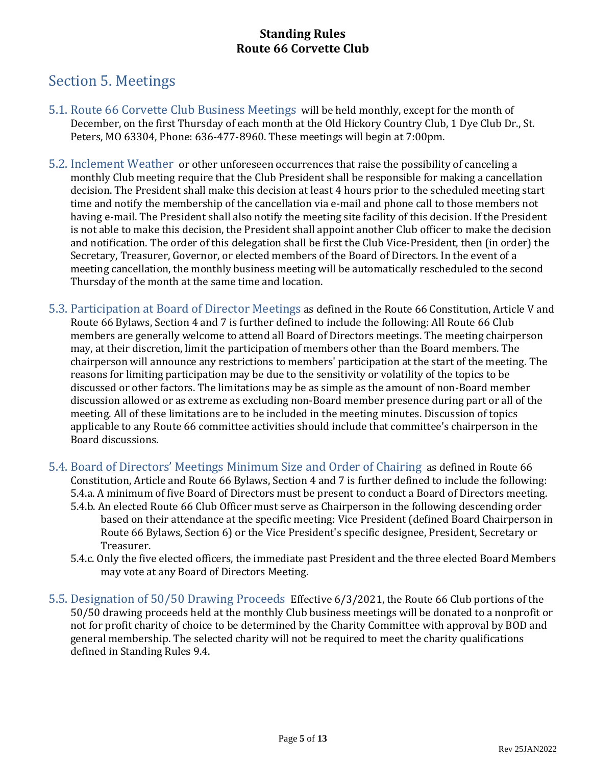# Section 5. Meetings

5.1. **Route 66 Corvette Club Business Meetings** will be held monthly, except for the month of December, on the first Thursday of each month at the Old Hickory Country Club, 1 Dye Club Dr., St. Peters, MO 63304, Phone: 636-477-8960. These meetings will begin at 7:00pm.

5.2. **Inclement Weather** or other unforeseen occurrences that raise the possibility of canceling a monthly Club meeting require that the Club President shall be responsible for making a cancellation decision. The President shall make this decision at least 4 hours prior to the scheduled meeting start time and notify the membership of the cancellation via e-mail and phone call to those members not having e-mail. The President shall also notify the meeting site facility of this decision. If the President is not able to make this decision, the President shall appoint another Club officer to make the decision and notification. The order of this delegation shall be first the Club Vice-President, then (in order) the Secretary, Treasurer, Governor, or elected members of the Board of Directors. In the event of a meeting cancellation, the monthly business meeting will be automatically rescheduled to the second Thursday of the month at the same time and location.

5.3. **Participation at Board of Director Meetings** as defined in the Route 66 Constitution, Article V and Route 66 Bylaws, Section 4 and 7 is further defined to include the following: All Route 66 Club members are generally welcome to attend all Board of Directors meetings. The meeting chairperson may, at their discretion, limit the participation of members other than the Board members. The chairperson will announce any restrictions to members' participation at the start of the meeting. The reasons for limiting participation may be due to the sensitivity or volatility of the topics to be discussed or other factors. The limitations may be as simple as the amount of non-Board member discussion allowed or as extreme as excluding non-Board member presence during part or all of the meeting. All of these limitations are to be included in the meeting minutes. Discussion of topics applicable to any Route 66 committee activities should include that committee's chairperson in the Board discussions.

5.4. **Board of Directors' Meetings Minimum Size and Order of Chairing** as defined in Route 66 Constitution, Article and Route 66 Bylaws, Section 4 and 7 is further defined to include the following:

- 5.4.a. A minimum of five Board of Directors must be present to conduct a Board of Directors meeting.
- 5.4.b. An elected Route 66 Club Officer must serve as Chairperson in the following descending order based on their attendance at the specific meeting: Vice President (defined Board Chairperson in Route 66 Bylaws, Section 6) or the Vice President's specific designee, President, Secretary or Treasurer.
- 5.4.c. Only the five elected officers, the immediate past President and the three elected Board Members may vote at any Board of Directors Meeting.

5.5. **Designation of 50/50 Drawing Proceeds** Effective 6/3/2021, the Route 66 Club portions of the 50/50 drawing proceeds held at the monthly Club business meetings will be donated to a nonprofit or not for profit charity of choice to be determined by the Charity Committee with approval by BOD and general membership. The selected charity will not be required to meet the charity qualifications defined in Standing Rules 9.4.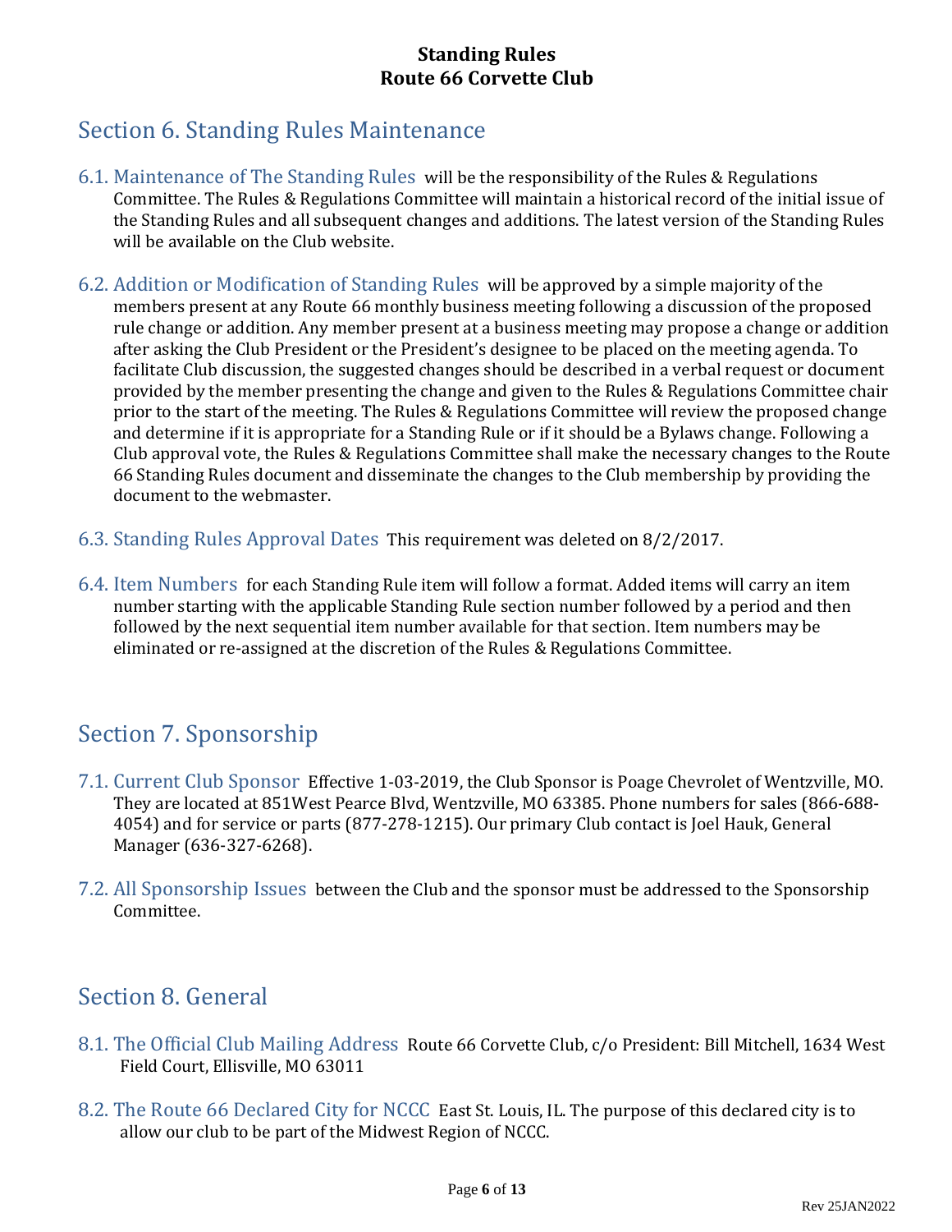## Section 6. Standing Rules Maintenance

6.1. Maintenance of The Standing Rules will be the responsibility of the Rules & Regulations Committee. The Rules & Regulations Committee will maintain a historical record of the initial issue of the Standing Rules and all subsequent changes and additions. The latest version of the Standing Rules will be available on the Club website.

6.2. Addition or Modification of Standing Rules will be approved by a simple majority of the members present at any Route 66 monthly business meeting following a discussion of the proposed rule change or addition. Any member present at a business meeting may propose a change or addition after asking the Club President or the President's designee to be placed on the meeting agenda. To facilitate Club discussion, the suggested changes should be described in a verbal request or document provided by the member presenting the change and given to the Rules & Regulations Committee chair prior to the start of the meeting. The Rules & Regulations Committee will review the proposed change and determine if it is appropriate for a Standing Rule or if it should be a Bylaws change. Following a Club approval vote, the Rules & Regulations Committee shall make the necessary changes to the Route 66 Standing Rules document and disseminate the changes to the Club membership by providing the document to the webmaster.

6.3. Standing Rules Approval Dates This requirement was deleted on 8/2/2017.

6.4. Item Numbers for each Standing Rule item will follow a format. Added items will carry an item number starting with the applicable Standing Rule section number followed by a period and then followed by the next sequential item number available for that section. Item numbers may be eliminated or re-assigned at the discretion of the Rules & Regulations Committee.

## Section 7. Sponsorship

7.1. Current Club Sponsor Effective 1-03-2019, the Club Sponsor is Poage Chevrolet of Wentzville, MO. They are located at 851West Pearce Blvd, Wentzville, MO 63385. Phone numbers for sales (866-688-4054) and for service or parts (877-278-1215). Our primary Club contact is Joel Hauk, General Manager (636-327-6268).

7.2. All Sponsorship Issues between the Club and the sponsor must be addressed to the Sponsorship Committee.

## Section 8. General

8.1. The Official Club Mailing Address Route 66 Corvette Club, c/o President: Bill Mitchell, 1634 West Field Court, Ellisville, MO 63011

8.2. The Route 66 Declared City for NCCC East St. Louis, IL. The purpose of this declared city is to allow our club to be part of the Midwest Region of NCCC.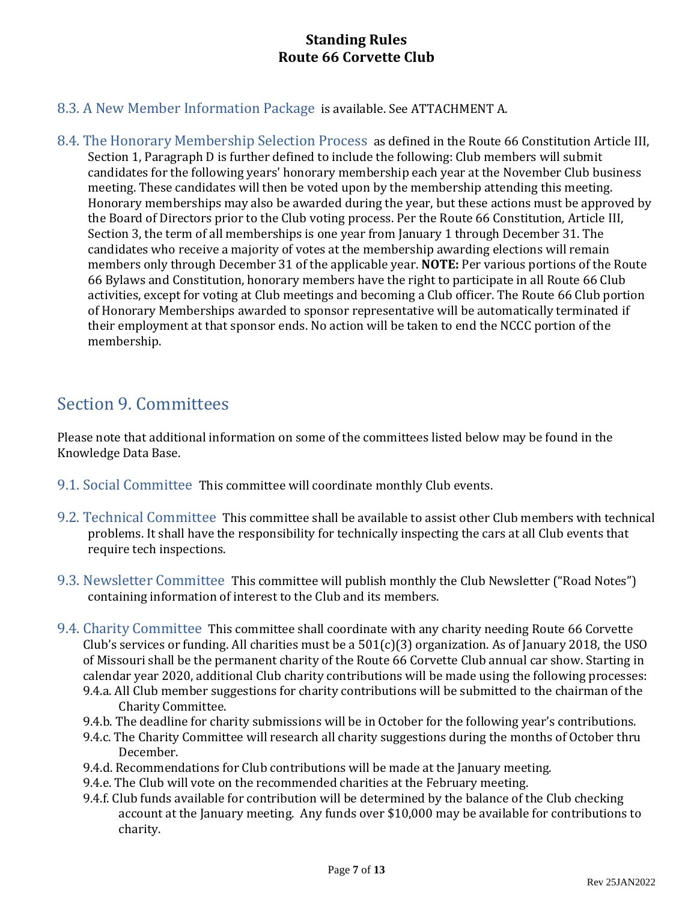**8.3. A New Member Information Package** is available. See ATTACHMENT A.

**8.4. The Honorary Membership Selection Process** as defined in the Route 66 Constitution Article III, Section 1, Paragraph D is further defined to include the following: Club members will submit candidates for the following years' honorary membership each year at the November Club business meeting. These candidates will then be voted upon by the membership attending this meeting. Honorary memberships may also be awarded during the year, but these actions must be approved by the Board of Directors prior to the Club voting process. Per the Route 66 Constitution, Article III, Section 3, the term of all memberships is one year from January 1 through December 31. The candidates who receive a majority of votes at the membership awarding elections will remain members only through December 31 of the applicable year. **NOTE:** Per various portions of the Route 66 Bylaws and Constitution, honorary members have the right to participate in all Route 66 Club activities, except for voting at Club meetings and becoming a Club officer. The Route 66 Club portion of Honorary Memberships awarded to sponsor representative will be automatically terminated if their employment at that sponsor ends. No action will be taken to end the NCCC portion of the membership.

## Section 9. Committees

Please note that additional information on some of the committees listed below may be found in the Knowledge Data Base.

**9.1. Social Committee** This committee will coordinate monthly Club events.

**9.2. Technical Committee** This committee shall be available to assist other Club members with technical problems. It shall have the responsibility for technically inspecting the cars at all Club events that require tech inspections.

**9.3. Newsletter Committee** This committee will publish monthly the Club Newsletter ("Road Notes") containing information of interest to the Club and its members.

**9.4. Charity Committee** This committee shall coordinate with any charity needing Route 66 Corvette Club's services or funding. All charities must be a 501(c)(3) organization. As of January 2018, the USO of Missouri shall be the permanent charity of the Route 66 Corvette Club annual car show. Starting in calendar year 2020, additional Club charity contributions will be made using the following processes:

- 9.4.a. All Club member suggestions for charity contributions will be submitted to the chairman of the Charity Committee.
- 9.4.b. The deadline for charity submissions will be in October for the following year's contributions.
- 9.4.c. The Charity Committee will research all charity suggestions during the months of October thru December.
- 9.4.d. Recommendations for Club contributions will be made at the January meeting.
- 9.4.e. The Club will vote on the recommended charities at the February meeting.
- 9.4.f. Club funds available for contribution will be determined by the balance of the Club checking account at the January meeting. Any funds over $10,000 may be available for contributions to charity.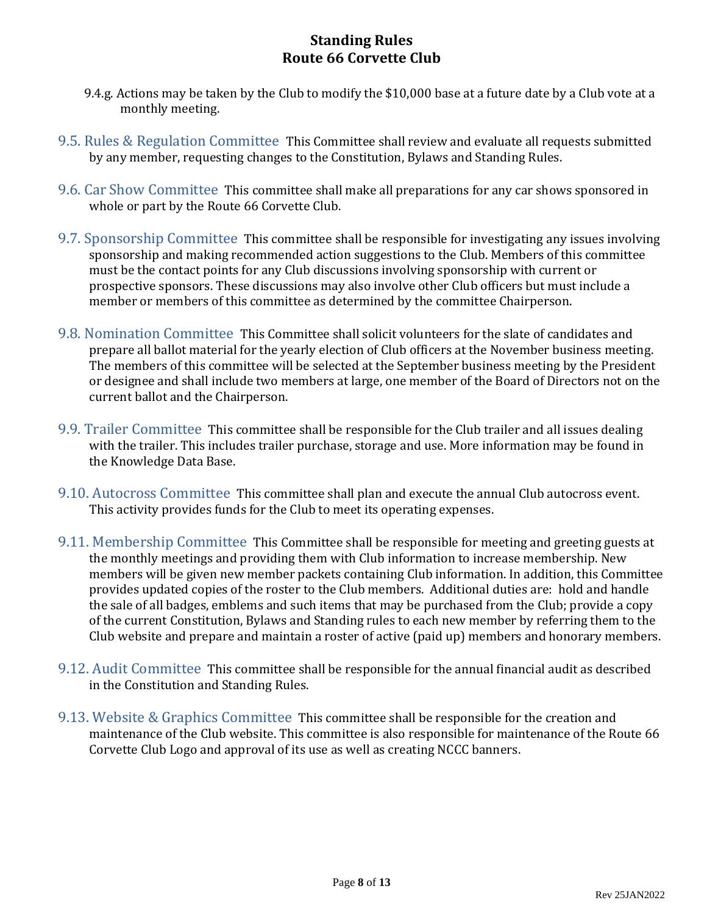9.4.g. Actions may be taken by the Club to modify the $10,000 base at a future date by a Club vote at a monthly meeting.

### 9.5. Rules & Regulation Committee

This Committee shall review and evaluate all requests submitted by any member, requesting changes to the Constitution, Bylaws and Standing Rules.

### 9.6. Car Show Committee

This committee shall make all preparations for any car shows sponsored in whole or part by the Route 66 Corvette Club.

### 9.7. Sponsorship Committee

This committee shall be responsible for investigating any issues involving sponsorship and making recommended action suggestions to the Club. Members of this committee must be the contact points for any Club discussions involving sponsorship with current or prospective sponsors. These discussions may also involve other Club officers but must include a member or members of this committee as determined by the committee Chairperson.

### 9.8. Nomination Committee

This Committee shall solicit volunteers for the slate of candidates and prepare all ballot material for the yearly election of Club officers at the November business meeting. The members of this committee will be selected at the September business meeting by the President or designee and shall include two members at large, one member of the Board of Directors not on the current ballot and the Chairperson.

### 9.9. Trailer Committee

This committee shall be responsible for the Club trailer and all issues dealing with the trailer. This includes trailer purchase, storage and use. More information may be found in the Knowledge Data Base.

### 9.10. Autocross Committee

This committee shall plan and execute the annual Club autocross event. This activity provides funds for the Club to meet its operating expenses.

### 9.11. Membership Committee

This Committee shall be responsible for meeting and greeting guests at the monthly meetings and providing them with Club information to increase membership. New members will be given new member packets containing Club information. In addition, this Committee provides updated copies of the roster to the Club members. Additional duties are: hold and handle the sale of all badges, emblems and such items that may be purchased from the Club; provide a copy of the current Constitution, Bylaws and Standing rules to each new member by referring them to the Club website and prepare and maintain a roster of active (paid up) members and honorary members.

### 9.12. Audit Committee

This committee shall be responsible for the annual financial audit as described in the Constitution and Standing Rules.

### 9.13. Website & Graphics Committee

This committee shall be responsible for the creation and maintenance of the Club website. This committee is also responsible for maintenance of the Route 66 Corvette Club Logo and approval of its use as well as creating NCCC banners.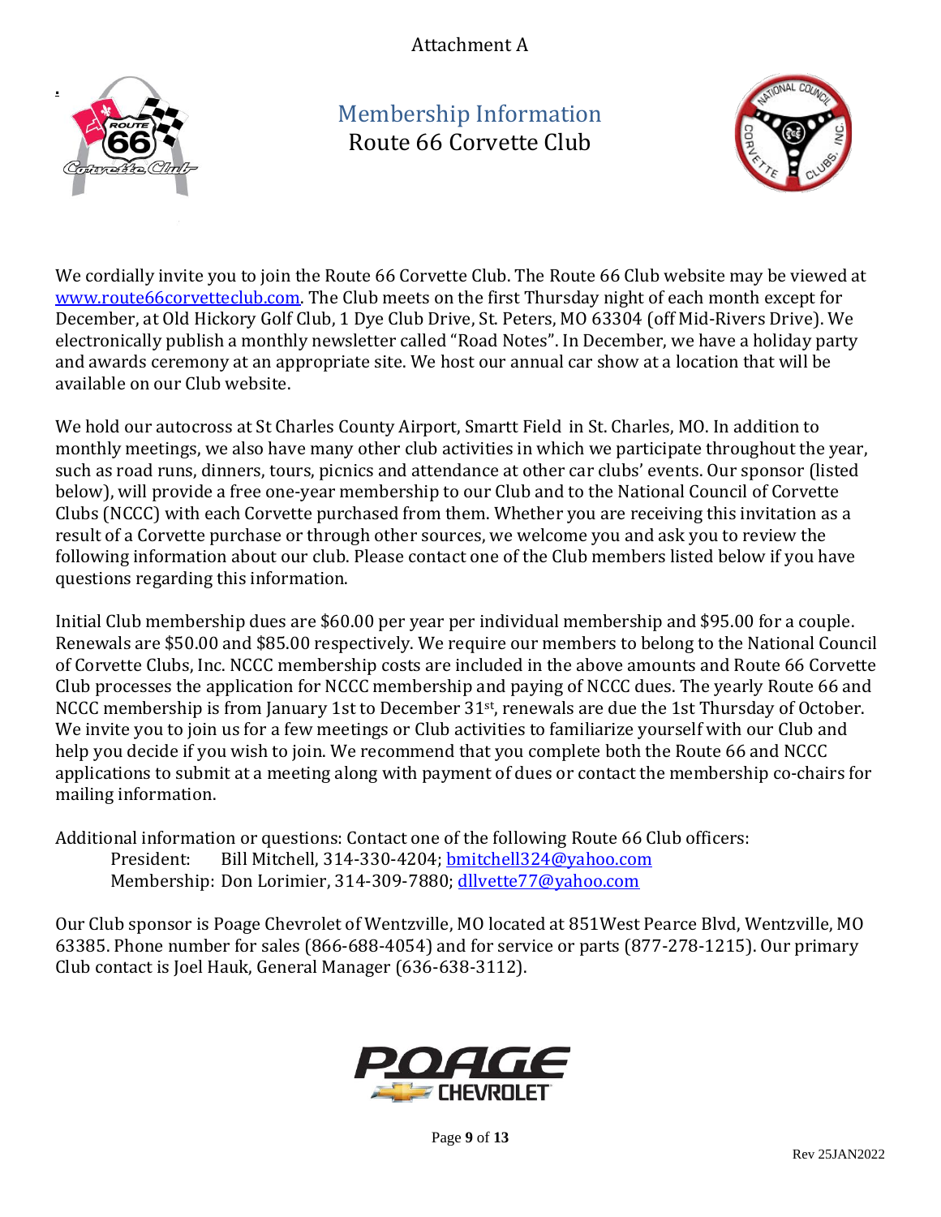Attachment A

# Membership Information

## Route 66 Corvette Club

We cordially invite you to join the Route 66 Corvette Club. The Route 66 Club website may be viewed at www.route66corvetteclub.com. The Club meets on the first Thursday night of each month except for December, at Old Hickory Golf Club, 1 Dye Club Drive, St. Peters, MO 63304 (off Mid-Rivers Drive). We electronically publish a monthly newsletter called "Road Notes". In December, we have a holiday party and awards ceremony at an appropriate site. We host our annual car show at a location that will be available on our Club website.

We hold our autocross at St Charles County Airport, Smartt Field in St. Charles, MO. In addition to monthly meetings, we also have many other club activities in which we participate throughout the year, such as road runs, dinners, tours, picnics and attendance at other car clubs' events. Our sponsor (listed below), will provide a free one-year membership to our Club and to the National Council of Corvette Clubs (NCCC) with each Corvette purchased from them. Whether you are receiving this invitation as a result of a Corvette purchase or through other sources, we welcome you and ask you to review the following information about our club. Please contact one of the Club members listed below if you have questions regarding this information.

Initial Club membership dues are $60.00 per year per individual membership and $95.00 for a couple. Renewals are $50.00 and $85.00 respectively. We require our members to belong to the National Council of Corvette Clubs, Inc. NCCC membership costs are included in the above amounts and Route 66 Corvette Club processes the application for NCCC membership and paying of NCCC dues. The yearly Route 66 and NCCC membership is from January 1st to December 31st, renewals are due the 1st Thursday of October. We invite you to join us for a few meetings or Club activities to familiarize yourself with our Club and help you decide if you wish to join. We recommend that you complete both the Route 66 and NCCC applications to submit at a meeting along with payment of dues or contact the membership co-chairs for mailing information.

Additional information or questions: Contact one of the following Route 66 Club officers:

President: Bill Mitchell, 314-330-4204; bmitchell324@yahoo.com
Membership: Don Lorimier, 314-309-7880; dllvette77@yahoo.com

Our Club sponsor is Poage Chevrolet of Wentzville, MO located at 851West Pearce Blvd, Wentzville, MO 63385. Phone number for sales (866-688-4054) and for service or parts (877-278-1215). Our primary Club contact is Joel Hauk, General Manager (636-638-3112).

Rev 25JAN2022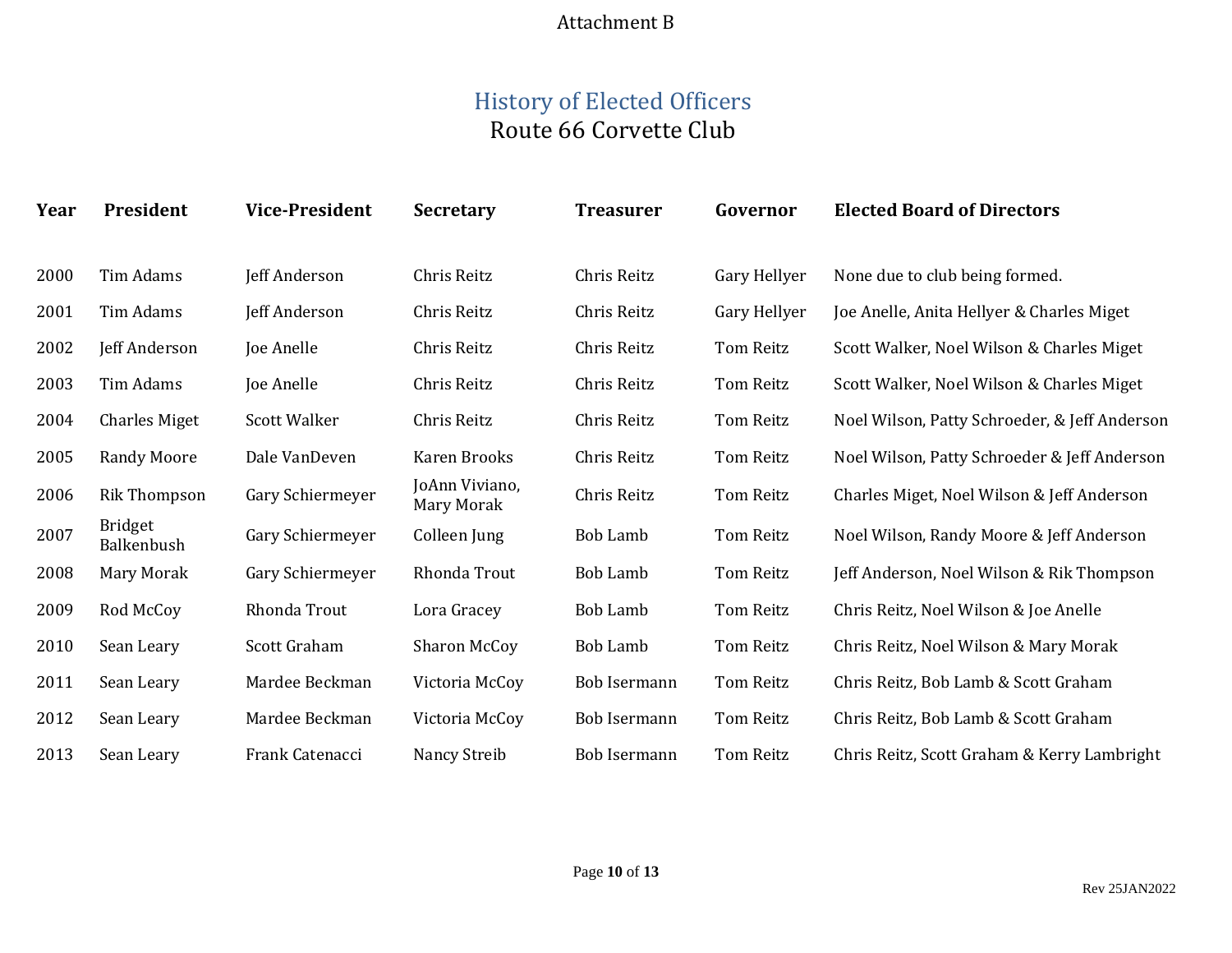Attachment B

# History of Elected Officers

## Route 66 Corvette Club

| Year | President | Vice-President | Secretary | Treasurer | Governor | Elected Board of Directors |
|---|---|---|---|---|---|---|
| 2000 | Tim Adams | Jeff Anderson | Chris Reitz | Chris Reitz | Gary Hellyer | None due to club being formed. |
| 2001 | Tim Adams | Jeff Anderson | Chris Reitz | Chris Reitz | Gary Hellyer | Joe Anelle, Anita Hellyer & Charles Miget |
| 2002 | Jeff Anderson | Joe Anelle | Chris Reitz | Chris Reitz | Tom Reitz | Scott Walker, Noel Wilson & Charles Miget |
| 2003 | Tim Adams | Joe Anelle | Chris Reitz | Chris Reitz | Tom Reitz | Scott Walker, Noel Wilson & Charles Miget |
| 2004 | Charles Miget | Scott Walker | Chris Reitz | Chris Reitz | Tom Reitz | Noel Wilson, Patty Schroeder, & Jeff Anderson |
| 2005 | Randy Moore | Dale VanDeven | Karen Brooks | Chris Reitz | Tom Reitz | Noel Wilson, Patty Schroeder & Jeff Anderson |
| 2006 | Rik Thompson | Gary Schiermeyer | JoAnn Viviano, Mary Morak | Chris Reitz | Tom Reitz | Charles Miget, Noel Wilson & Jeff Anderson |
| 2007 | Bridget Balkenbush | Gary Schiermeyer | Colleen Jung | Bob Lamb | Tom Reitz | Noel Wilson, Randy Moore & Jeff Anderson |
| 2008 | Mary Morak | Gary Schiermeyer | Rhonda Trout | Bob Lamb | Tom Reitz | Jeff Anderson, Noel Wilson & Rik Thompson |
| 2009 | Rod McCoy | Rhonda Trout | Lora Gracey | Bob Lamb | Tom Reitz | Chris Reitz, Noel Wilson & Joe Anelle |
| 2010 | Sean Leary | Scott Graham | Sharon McCoy | Bob Lamb | Tom Reitz | Chris Reitz, Noel Wilson & Mary Morak |
| 2011 | Sean Leary | Mardee Beckman | Victoria McCoy | Bob Isermann | Tom Reitz | Chris Reitz, Bob Lamb & Scott Graham |
| 2012 | Sean Leary | Mardee Beckman | Victoria McCoy | Bob Isermann | Tom Reitz | Chris Reitz, Bob Lamb & Scott Graham |
| 2013 | Sean Leary | Frank Catenacci | Nancy Streib | Bob Isermann | Tom Reitz | Chris Reitz, Scott Graham & Kerry Lambright |

Rev 25JAN2022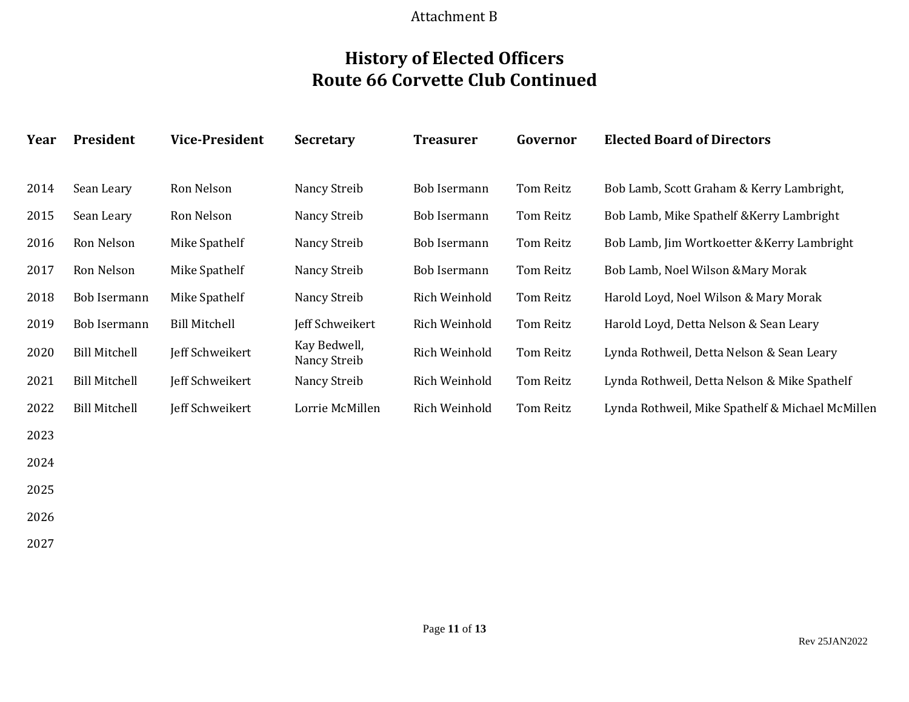Attachment B

# History of Elected Officers
# Route 66 Corvette Club Continued

| Year | President | Vice-President | Secretary | Treasurer | Governor | Elected Board of Directors |
|---|---|---|---|---|---|---|
| 2014 | Sean Leary | Ron Nelson | Nancy Streib | Bob Isermann | Tom Reitz | Bob Lamb, Scott Graham & Kerry Lambright, |
| 2015 | Sean Leary | Ron Nelson | Nancy Streib | Bob Isermann | Tom Reitz | Bob Lamb, Mike Spathelf &Kerry Lambright |
| 2016 | Ron Nelson | Mike Spathelf | Nancy Streib | Bob Isermann | Tom Reitz | Bob Lamb, Jim Wortkoetter &Kerry Lambright |
| 2017 | Ron Nelson | Mike Spathelf | Nancy Streib | Bob Isermann | Tom Reitz | Bob Lamb, Noel Wilson &Mary Morak |
| 2018 | Bob Isermann | Mike Spathelf | Nancy Streib | Rich Weinhold | Tom Reitz | Harold Loyd, Noel Wilson & Mary Morak |
| 2019 | Bob Isermann | Bill Mitchell | Jeff Schweikert | Rich Weinhold | Tom Reitz | Harold Loyd, Detta Nelson & Sean Leary |
| 2020 | Bill Mitchell | Jeff Schweikert | Kay Bedwell, Nancy Streib | Rich Weinhold | Tom Reitz | Lynda Rothweil, Detta Nelson & Sean Leary |
| 2021 | Bill Mitchell | Jeff Schweikert | Nancy Streib | Rich Weinhold | Tom Reitz | Lynda Rothweil, Detta Nelson & Mike Spathelf |
| 2022 | Bill Mitchell | Jeff Schweikert | Lorrie McMillen | Rich Weinhold | Tom Reitz | Lynda Rothweil, Mike Spathelf & Michael McMillen |
| 2023 | | | | | | |
| 2024 | | | | | | |
| 2025 | | | | | | |
| 2026 | | | | | | |
| 2027 | | | | | | |

Rev 25JAN2022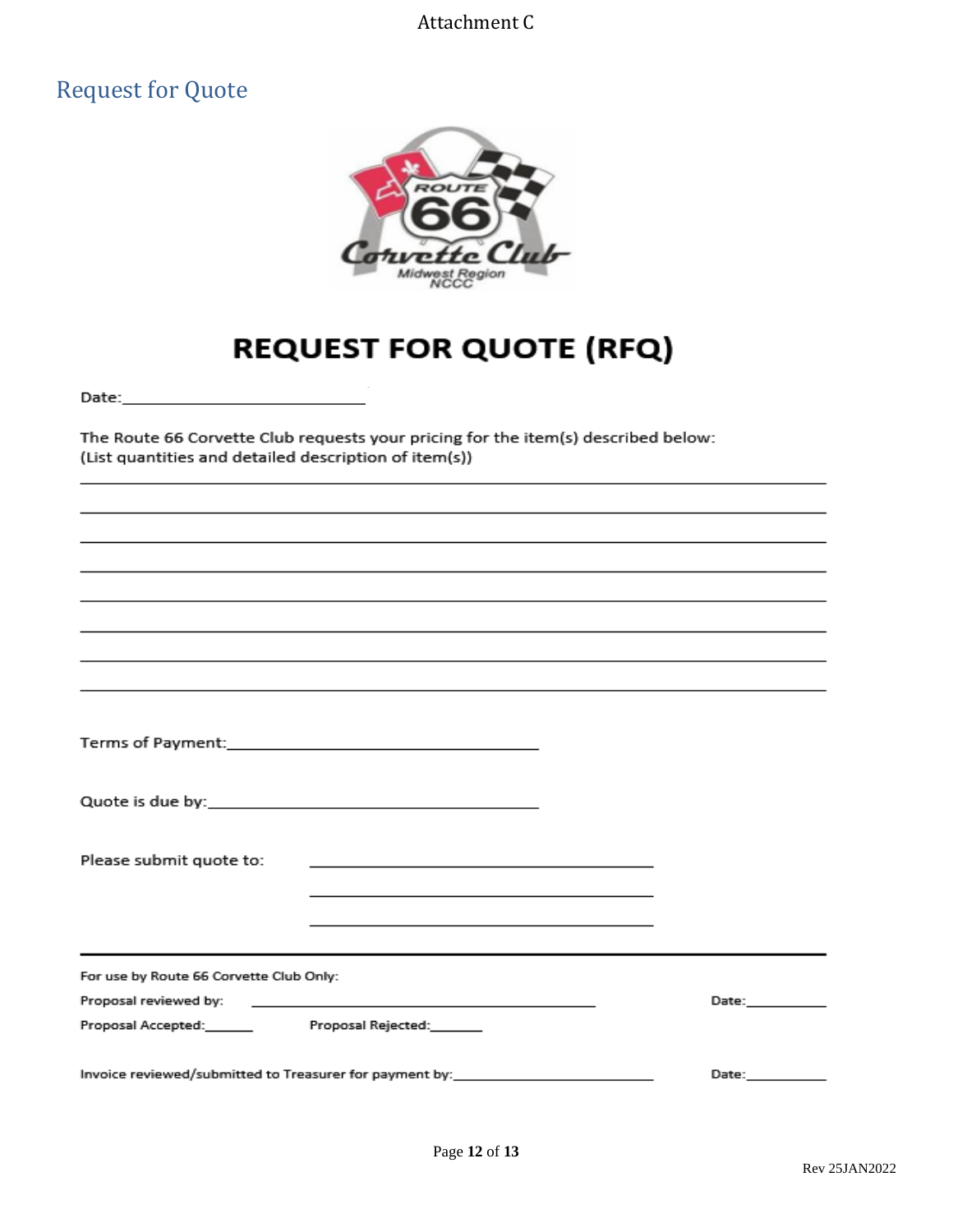Attachment C

## Request for Quote

# REQUEST FOR QUOTE (RFQ)

Date:______________________________

The Route 66 Corvette Club requests your pricing for the item(s) described below:
(List quantities and detailed description of item(s))

_______________________________________________________________________________

_______________________________________________________________________________

_______________________________________________________________________________

_______________________________________________________________________________

_______________________________________________________________________________

_______________________________________________________________________________

_______________________________________________________________________________

_______________________________________________________________________________

Terms of Payment:_____________________________________

Quote is due by:_______________________________________

Please submit quote to: _____________________________________

_____________________________________

_____________________________________

---

For use by Route 66 Corvette Club Only:

Proposal reviewed by: _____________________________________ Date:__________

Proposal Accepted:______ Proposal Rejected:_______

Invoice reviewed/submitted to Treasurer for payment by:_________________________ Date:__________

Rev 25JAN2022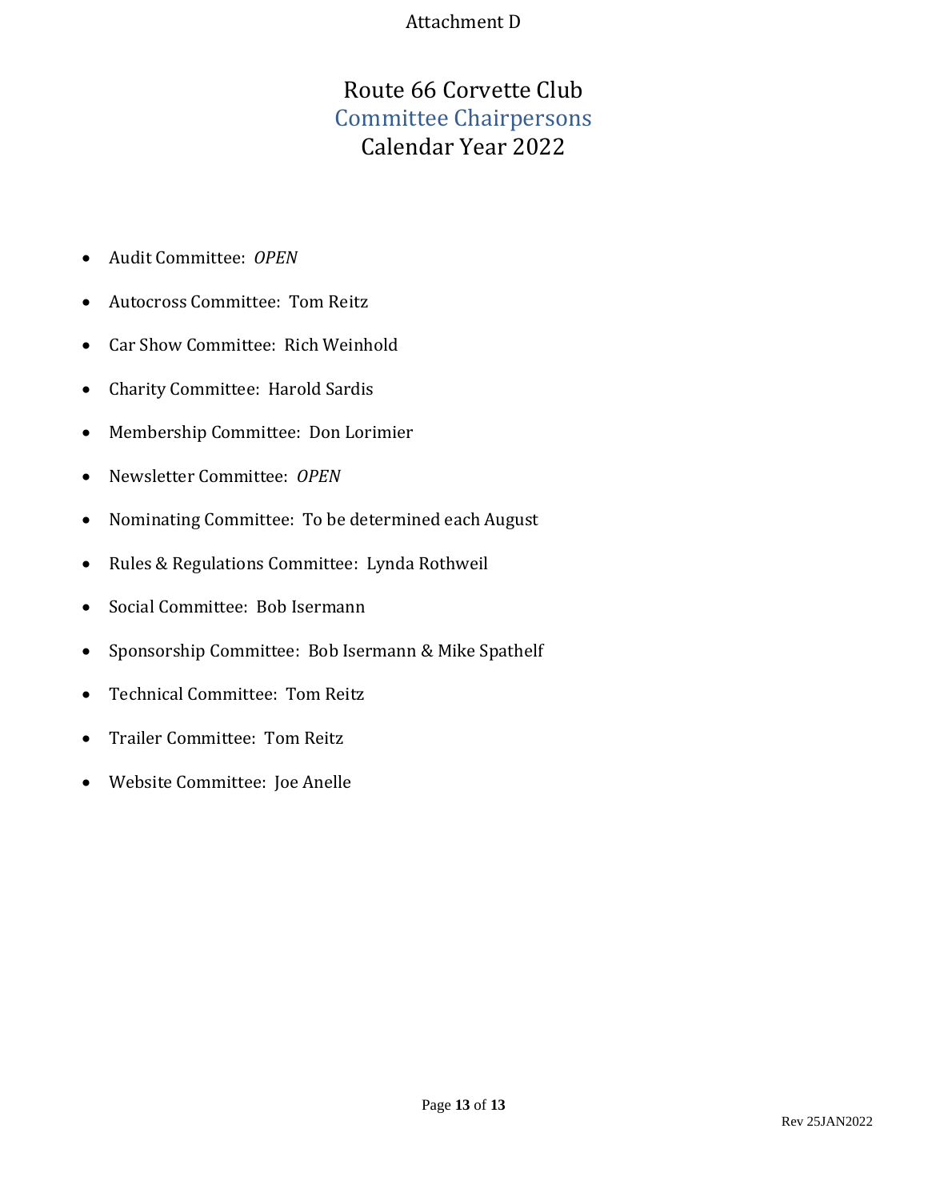Attachment D

# Route 66 Corvette Club

## Committee Chairpersons

## Calendar Year 2022

- Audit Committee: *OPEN*
- Autocross Committee: Tom Reitz
- Car Show Committee: Rich Weinhold
- Charity Committee: Harold Sardis
- Membership Committee: Don Lorimier
- Newsletter Committee: *OPEN*
- Nominating Committee: To be determined each August
- Rules & Regulations Committee: Lynda Rothweil
- Social Committee: Bob Isermann
- Sponsorship Committee: Bob Isermann & Mike Spathelf
- Technical Committee: Tom Reitz
- Trailer Committee: Tom Reitz
- Website Committee: Joe Anelle

Rev 25JAN2022